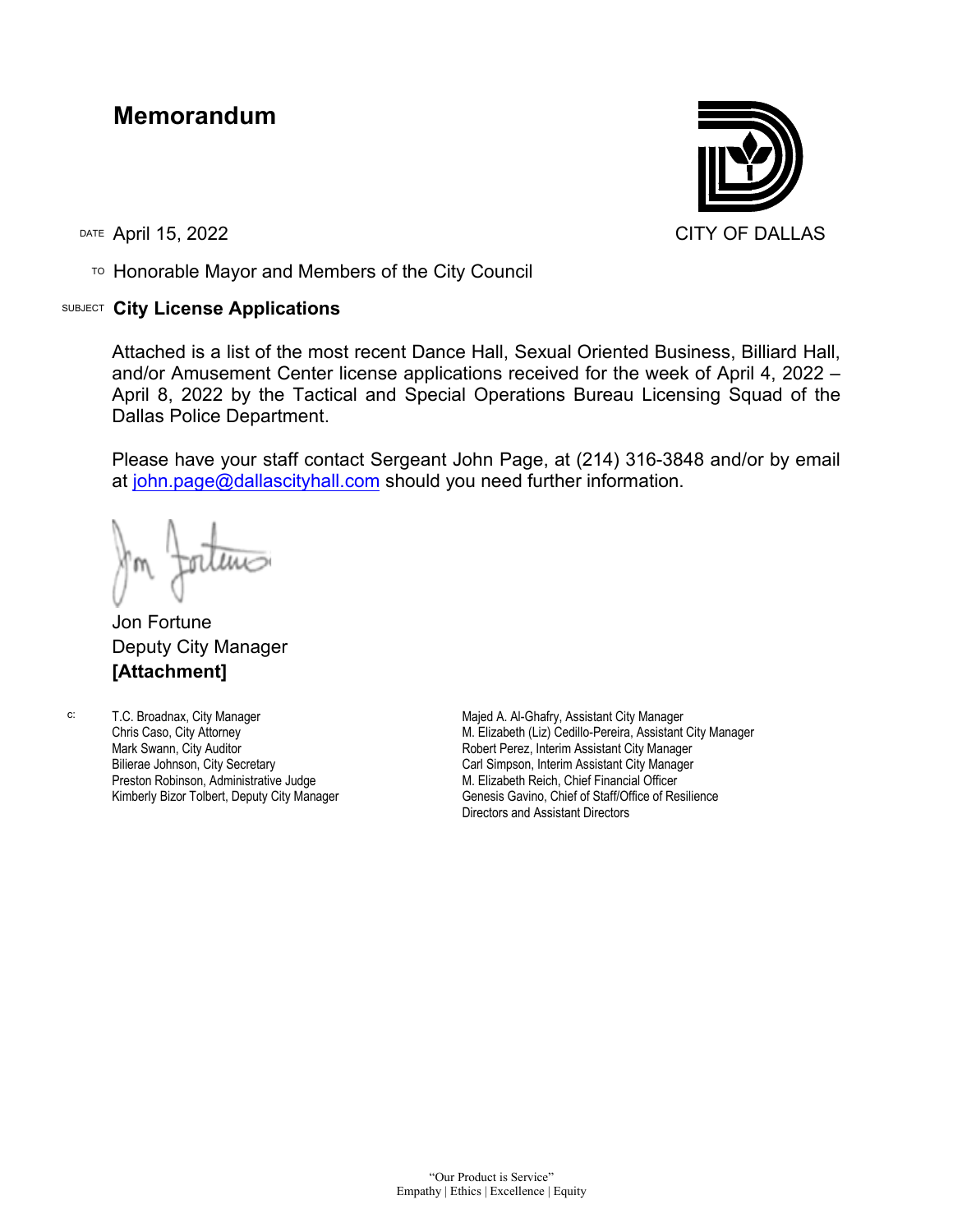# Memorandum

CITY OF DALLAS

DATE April 15, 2022

TO Honorable Mayor and Members of the City Council

SUBJECT **City License Applications**

Attached is a list of the most recent Dance Hall, Sexual Oriented Business, Billiard Hall, and/or Amusement Center license applications received for the week of April 4, 2022 – April 8, 2022 by the Tactical and Special Operations Bureau Licensing Squad of the Dallas Police Department.

Please have your staff contact Sergeant John Page, at (214) 316-3848 and/or by email at john.page@dallascityhall.com should you need further information.

Jon Fortune
Deputy City Manager
**[Attachment]**

c:
T.C. Broadnax, City Manager
Chris Caso, City Attorney
Mark Swann, City Auditor
Bilierae Johnson, City Secretary
Preston Robinson, Administrative Judge
Kimberly Bizor Tolbert, Deputy City Manager
Majed A. Al-Ghafry, Assistant City Manager
M. Elizabeth (Liz) Cedillo-Pereira, Assistant City Manager
Robert Perez, Interim Assistant City Manager
Carl Simpson, Interim Assistant City Manager
M. Elizabeth Reich, Chief Financial Officer
Genesis Gavino, Chief of Staff/Office of Resilience
Directors and Assistant Directors

"Our Product is Service"
Empathy | Ethics | Excellence | Equity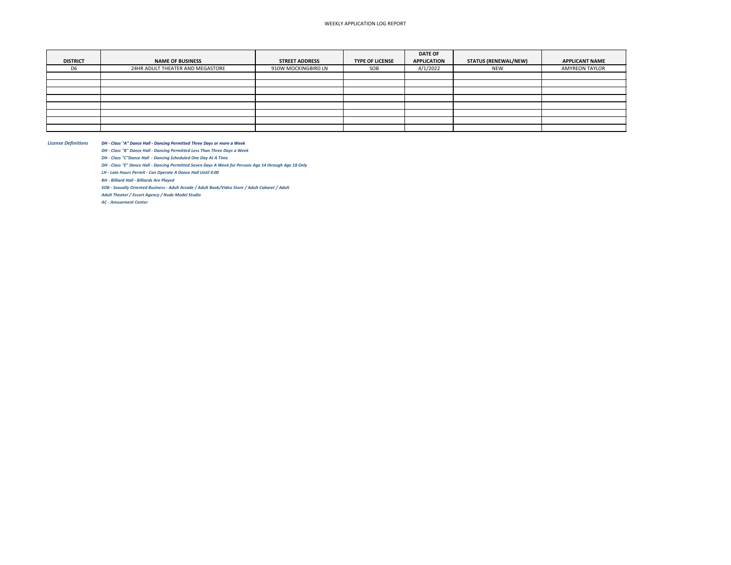WEEKLY APPLICATION LOG REPORT

| DISTRICT | NAME OF BUSINESS | STREET ADDRESS | TYPE OF LICENSE | DATE OF APPLICATION | STATUS (RENEWAL/NEW) | APPLICANT NAME |
|---|---|---|---|---|---|---|
| D6 | 24HR ADULT THEATER AND MEGASTORE | 910W MOCKINGBIRD LN | SOB | 4/1/2022 | NEW | AMYREON TAYLOR |
| | | | | | | |
| | | | | | | |
| | | | | | | |
| | | | | | | |
| | | | | | | |
| | | | | | | |
| | | | | | | |
| | | | | | | |

*License Definitions*

***DH - Class "A" Dance Hall - Dancing Permitted Three Days or more a Week***

***DH - Class "B" Dance Hall - Dancing Permitted Less Than Three Days a Week***

***DH - Class "C"Dance Hall - Dancing Scheduled One Day At A Time***

***DH - Class "E" Dance Hall - Dancing Permitted Seven Days A Week for Persons Age 14 through Age 18 Only***

***LH - Late Hours Permit - Can Operate A Dance Hall Until 4:00***

***BH - Billiard Hall - Billiards Are Played***

***SOB - Sexually Oriented Business - Adult Arcade / Adult Book/Video Store / Adult Cabaret / Adult Adult Theater / Escort Agency / Nude Model Studio***

***AC - Amusement Center***